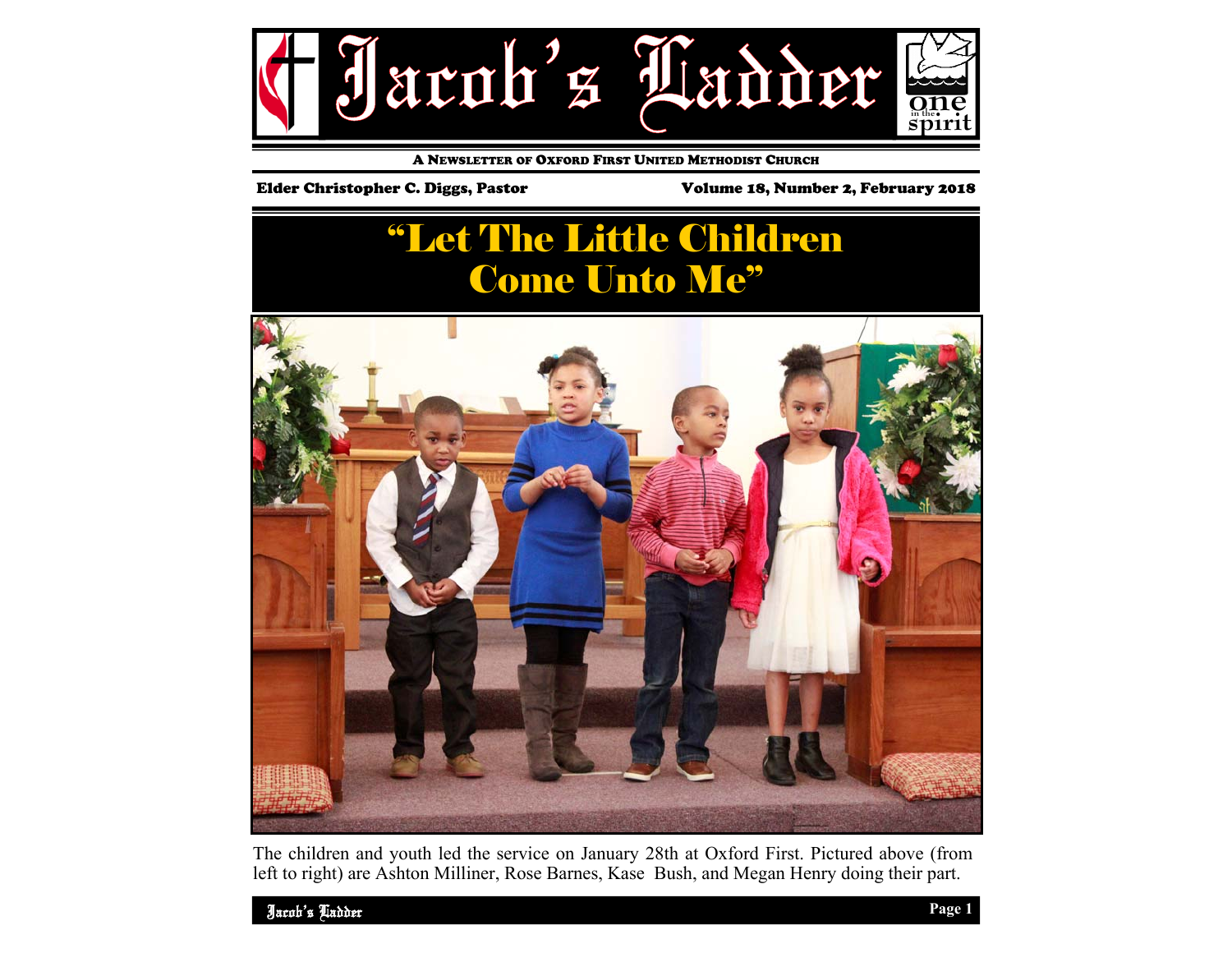# Jacob's Ladder

A NEWSLETTER OF OXFORD FIRST UNITED METHODIST CHURCH

Elder Christopher C. Diggs, Pastor

Volume 18, Number 2, February 2018

## "Let The Little Children Come Unto Me"

The children and youth led the service on January 28th at Oxford First. Pictured above (from left to right) are Ashton Milliner, Rose Barnes, Kase Bush, and Megan Henry doing their part.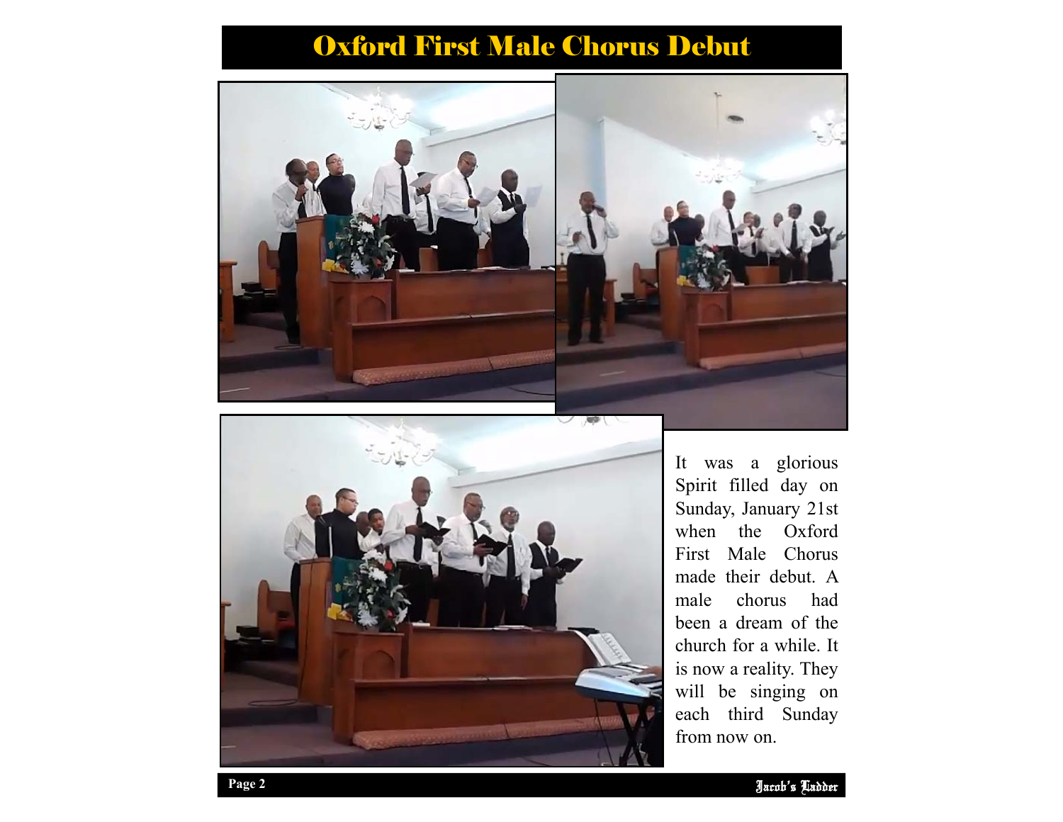# Oxford First Male Chorus Debut

It was a glorious Spirit filled day on Sunday, January 21st when the Oxford First Male Chorus made their debut. A male chorus had been a dream of the church for a while. It is now a reality. They will be singing on each third Sunday from now on.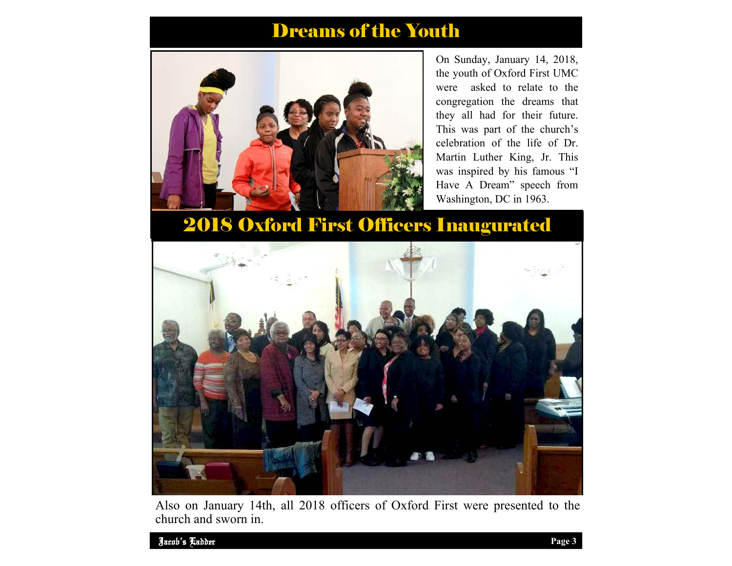# Dreams of the Youth

On Sunday, January 14, 2018, the youth of Oxford First UMC were asked to relate to the congregation the dreams that they all had for their future. This was part of the church's celebration of the life of Dr. Martin Luther King, Jr. This was inspired by his famous "I Have A Dream" speech from Washington, DC in 1963.

# 2018 Oxford First Officers Inaugurated

Also on January 14th, all 2018 officers of Oxford First were presented to the church and sworn in.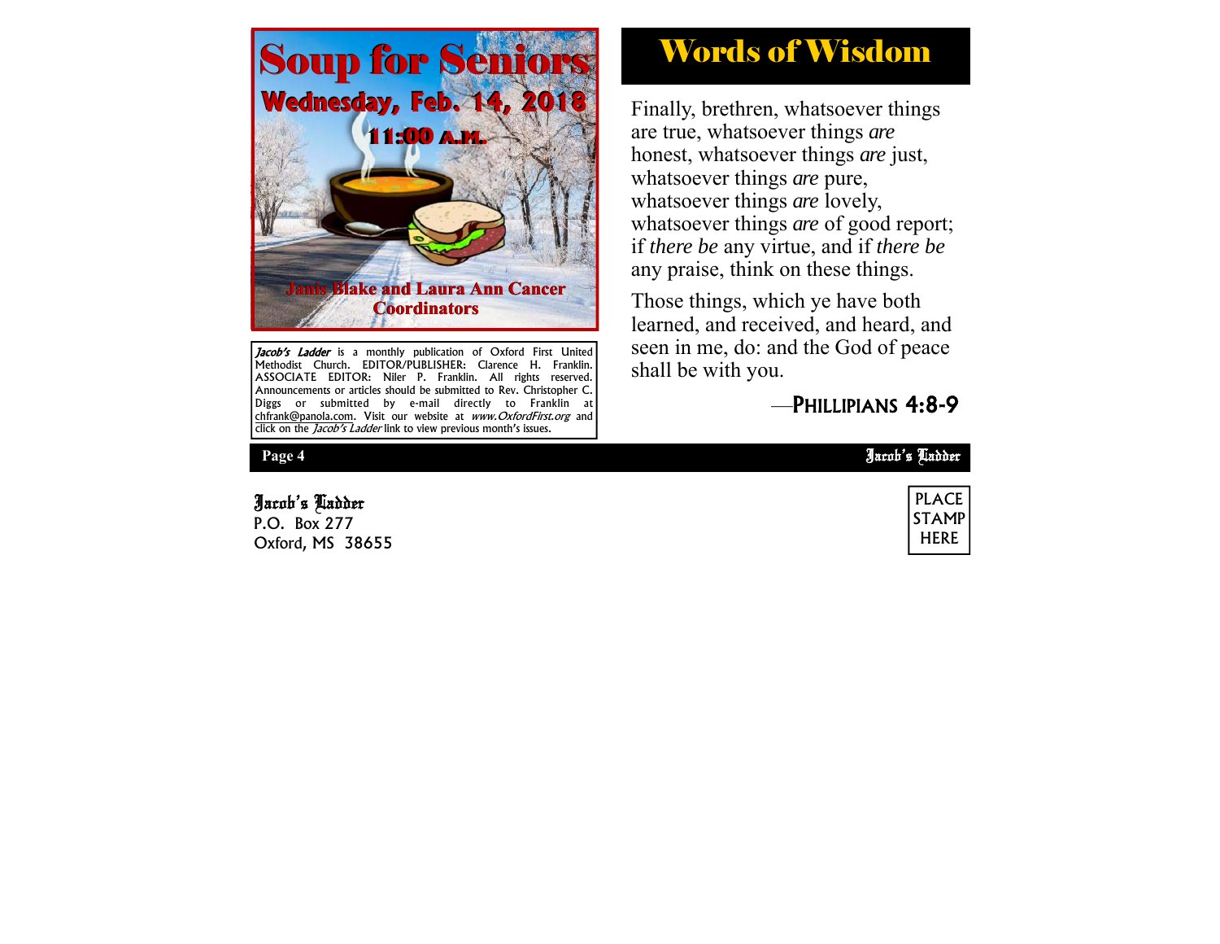# Soup for Seniors

**Wednesday, Feb. 14, 2018**

**11:00 A.M.**

**Janis Blake and Laura Ann Cancer Coordinators**

*Jacob's Ladder* is a monthly publication of Oxford First United Methodist Church. EDITOR/PUBLISHER: Clarence H. Franklin. ASSOCIATE EDITOR: Niler P. Franklin. All rights reserved. Announcements or articles should be submitted to Rev. Christopher C. Diggs or submitted by e-mail directly to Franklin at chfrank@panola.com. Visit our website at *www.OxfordFirst.org* and click on the *Jacob's Ladder* link to view previous month's issues.

# Words of Wisdom

Finally, brethren, whatsoever things are true, whatsoever things *are* honest, whatsoever things *are* just, whatsoever things *are* pure, whatsoever things *are* lovely, whatsoever things *are* of good report; if *there be* any virtue, and if *there be* any praise, think on these things.

Those things, which ye have both learned, and received, and heard, and seen in me, do: and the God of peace shall be with you.

—PHILLIPIANS 4:8-9

Jacob's Ladder
P.O. Box 277
Oxford, MS 38655

PLACE STAMP HERE